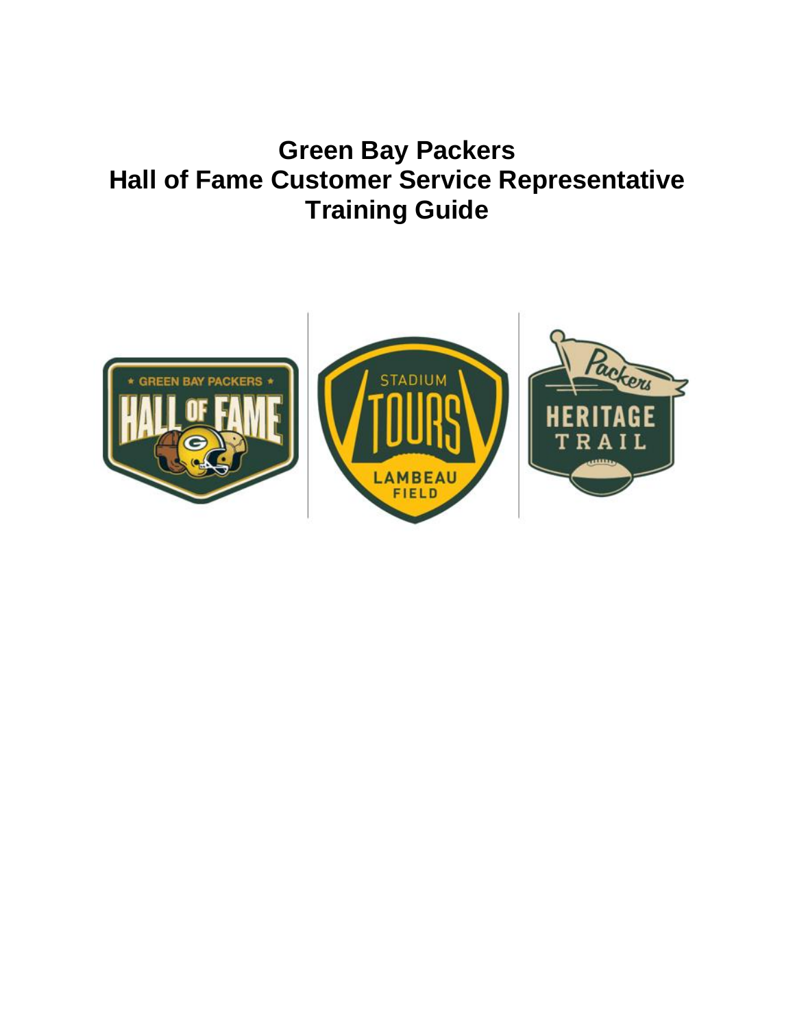# Green Bay Packers
# Hall of Fame Customer Service Representative
# Training Guide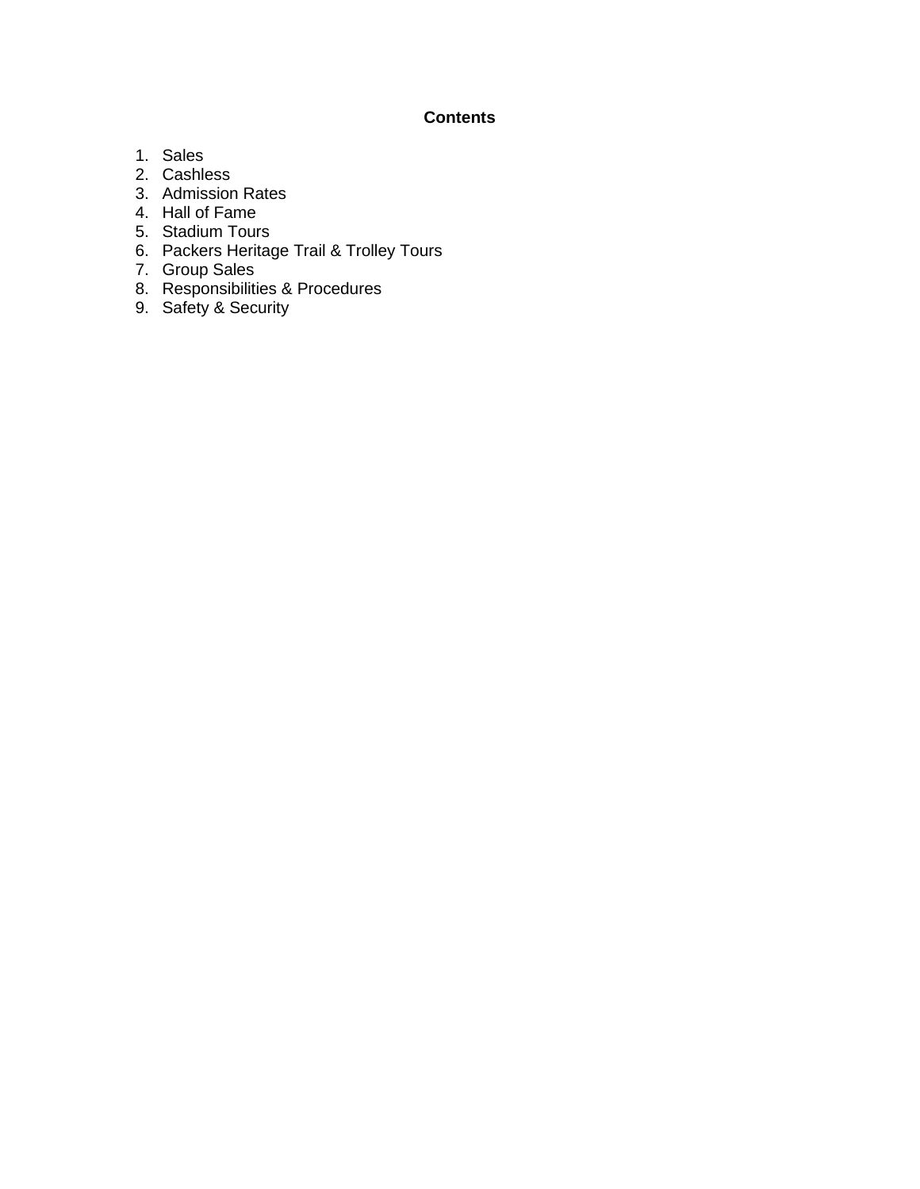**Contents**

1. Sales
2. Cashless
3. Admission Rates
4. Hall of Fame
5. Stadium Tours
6. Packers Heritage Trail & Trolley Tours
7. Group Sales
8. Responsibilities & Procedures
9. Safety & Security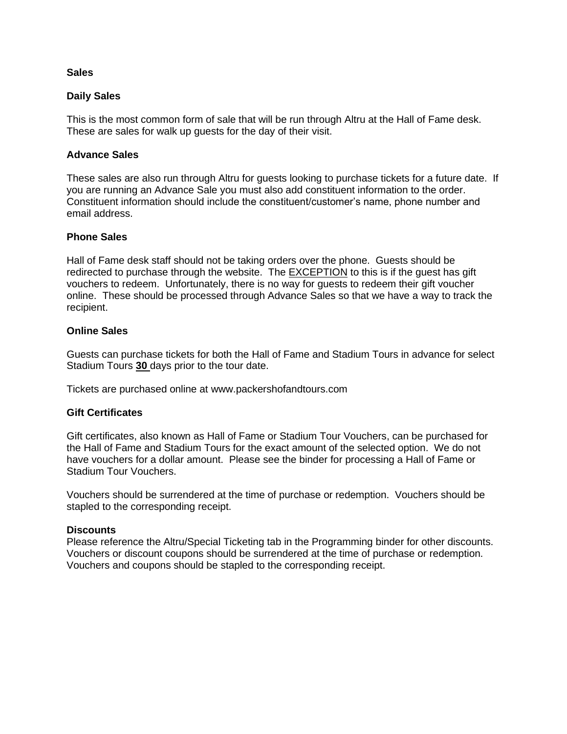## Sales

### Daily Sales

This is the most common form of sale that will be run through Altru at the Hall of Fame desk. These are sales for walk up guests for the day of their visit.

### Advance Sales

These sales are also run through Altru for guests looking to purchase tickets for a future date. If you are running an Advance Sale you must also add constituent information to the order. Constituent information should include the constituent/customer's name, phone number and email address.

### Phone Sales

Hall of Fame desk staff should not be taking orders over the phone. Guests should be redirected to purchase through the website. The <u>EXCEPTION</u> to this is if the guest has gift vouchers to redeem. Unfortunately, there is no way for guests to redeem their gift voucher online. These should be processed through Advance Sales so that we have a way to track the recipient.

### Online Sales

Guests can purchase tickets for both the Hall of Fame and Stadium Tours in advance for select Stadium Tours <u>**30**</u> days prior to the tour date.

Tickets are purchased online at www.packershofandtours.com

### Gift Certificates

Gift certificates, also known as Hall of Fame or Stadium Tour Vouchers, can be purchased for the Hall of Fame and Stadium Tours for the exact amount of the selected option. We do not have vouchers for a dollar amount. Please see the binder for processing a Hall of Fame or Stadium Tour Vouchers.

Vouchers should be surrendered at the time of purchase or redemption. Vouchers should be stapled to the corresponding receipt.

### Discounts

Please reference the Altru/Special Ticketing tab in the Programming binder for other discounts. Vouchers or discount coupons should be surrendered at the time of purchase or redemption. Vouchers and coupons should be stapled to the corresponding receipt.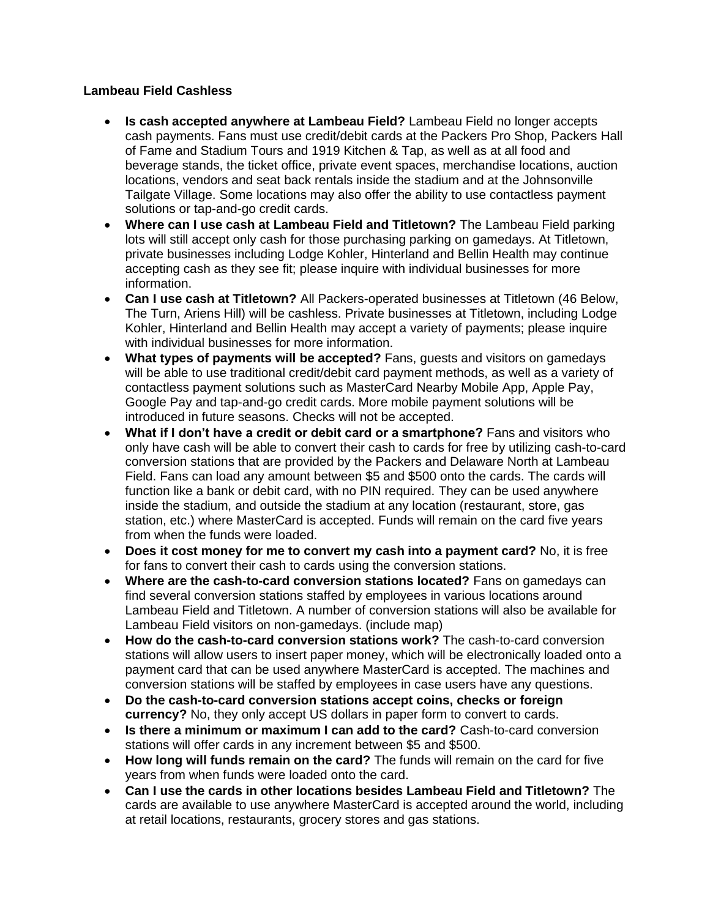**Lambeau Field Cashless**

- **Is cash accepted anywhere at Lambeau Field?** Lambeau Field no longer accepts cash payments. Fans must use credit/debit cards at the Packers Pro Shop, Packers Hall of Fame and Stadium Tours and 1919 Kitchen & Tap, as well as at all food and beverage stands, the ticket office, private event spaces, merchandise locations, auction locations, vendors and seat back rentals inside the stadium and at the Johnsonville Tailgate Village. Some locations may also offer the ability to use contactless payment solutions or tap-and-go credit cards.
- **Where can I use cash at Lambeau Field and Titletown?** The Lambeau Field parking lots will still accept only cash for those purchasing parking on gamedays. At Titletown, private businesses including Lodge Kohler, Hinterland and Bellin Health may continue accepting cash as they see fit; please inquire with individual businesses for more information.
- **Can I use cash at Titletown?** All Packers-operated businesses at Titletown (46 Below, The Turn, Ariens Hill) will be cashless. Private businesses at Titletown, including Lodge Kohler, Hinterland and Bellin Health may accept a variety of payments; please inquire with individual businesses for more information.
- **What types of payments will be accepted?** Fans, guests and visitors on gamedays will be able to use traditional credit/debit card payment methods, as well as a variety of contactless payment solutions such as MasterCard Nearby Mobile App, Apple Pay, Google Pay and tap-and-go credit cards. More mobile payment solutions will be introduced in future seasons. Checks will not be accepted.
- **What if I don't have a credit or debit card or a smartphone?** Fans and visitors who only have cash will be able to convert their cash to cards for free by utilizing cash-to-card conversion stations that are provided by the Packers and Delaware North at Lambeau Field. Fans can load any amount between $5 and $500 onto the cards. The cards will function like a bank or debit card, with no PIN required. They can be used anywhere inside the stadium, and outside the stadium at any location (restaurant, store, gas station, etc.) where MasterCard is accepted. Funds will remain on the card five years from when the funds were loaded.
- **Does it cost money for me to convert my cash into a payment card?** No, it is free for fans to convert their cash to cards using the conversion stations.
- **Where are the cash-to-card conversion stations located?** Fans on gamedays can find several conversion stations staffed by employees in various locations around Lambeau Field and Titletown. A number of conversion stations will also be available for Lambeau Field visitors on non-gamedays. (include map)
- **How do the cash-to-card conversion stations work?** The cash-to-card conversion stations will allow users to insert paper money, which will be electronically loaded onto a payment card that can be used anywhere MasterCard is accepted. The machines and conversion stations will be staffed by employees in case users have any questions.
- **Do the cash-to-card conversion stations accept coins, checks or foreign currency?** No, they only accept US dollars in paper form to convert to cards.
- **Is there a minimum or maximum I can add to the card?** Cash-to-card conversion stations will offer cards in any increment between $5 and $500.
- **How long will funds remain on the card?** The funds will remain on the card for five years from when funds were loaded onto the card.
- **Can I use the cards in other locations besides Lambeau Field and Titletown?** The cards are available to use anywhere MasterCard is accepted around the world, including at retail locations, restaurants, grocery stores and gas stations.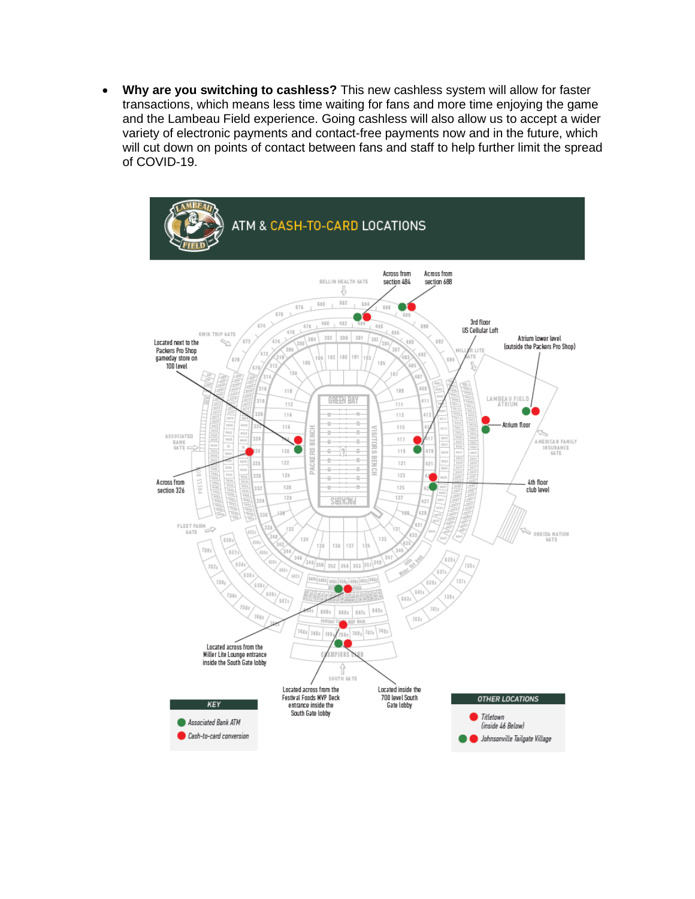- **Why are you switching to cashless?** This new cashless system will allow for faster transactions, which means less time waiting for fans and more time enjoying the game and the Lambeau Field experience. Going cashless will also allow us to accept a wider variety of electronic payments and contact-free payments now and in the future, which will cut down on points of contact between fans and staff to help further limit the spread of COVID-19.

## ATM & CASH-TO-CARD LOCATIONS

- Across from section 484
- Across from section 688
- 3rd floor US Cellular Loft
- Atrium lower level (outside the Packers Pro Shop)
- Located next to the Packers Pro Shop gameday store on 100 level
- Atrium floor
- Across from section 326
- 4th floor club level
- Located across from the Miller Lite Lounge entrance inside the South Gate lobby
- Located across from the Festival Foods MVP Deck entrance inside the South Gate lobby
- Located inside the 700 level South Gate lobby

**KEY**

- Associated Bank ATM
- Cash-to-card conversion

**OTHER LOCATIONS**

- Titletown (inside 46 Below)
- Johnsonville Tailgate Village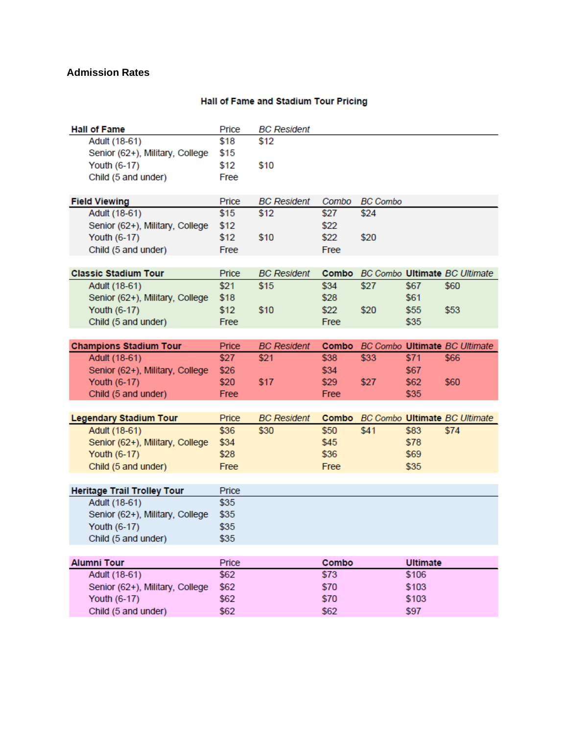## Admission Rates

### Hall of Fame and Stadium Tour Pricing

| Hall of Fame | Price | *BC Resident* |
|---|---|---|
| Adult (18-61) | $18 | $12 |
| Senior (62+), Military, College | $15 | |
| Youth (6-17) | $12 | $10 |
| Child (5 and under) | Free | |

| Field Viewing | Price | *BC Resident* | *Combo* | *BC Combo* |
|---|---|---|---|---|
| Adult (18-61) | $15 | $12 | $27 | $24 |
| Senior (62+), Military, College | $12 | | $22 | |
| Youth (6-17) | $12 | $10 | $22 | $20 |
| Child (5 and under) | Free | | Free | |

| Classic Stadium Tour | Price | *BC Resident* | **Combo** | *BC Combo* | **Ultimate** | *BC Ultimate* |
|---|---|---|---|---|---|---|
| Adult (18-61) | $21 | $15 | $34 | $27 | $67 | $60 |
| Senior (62+), Military, College | $18 | | $28 | | $61 | |
| Youth (6-17) | $12 | $10 | $22 | $20 | $55 | $53 |
| Child (5 and under) | Free | | Free | | $35 | |

| Champions Stadium Tour | Price | *BC Resident* | **Combo** | *BC Combo* | **Ultimate** | *BC Ultimate* |
|---|---|---|---|---|---|---|
| Adult (18-61) | $27 | $21 | $38 | $33 | $71 | $66 |
| Senior (62+), Military, College | $26 | | $34 | | $67 | |
| Youth (6-17) | $20 | $17 | $29 | $27 | $62 | $60 |
| Child (5 and under) | Free | | Free | | $35 | |

| Legendary Stadium Tour | Price | *BC Resident* | **Combo** | *BC Combo* | **Ultimate** | *BC Ultimate* |
|---|---|---|---|---|---|---|
| Adult (18-61) | $36 | $30 | $50 | $41 | $83 | $74 |
| Senior (62+), Military, College | $34 | | $45 | | $78 | |
| Youth (6-17) | $28 | | $36 | | $69 | |
| Child (5 and under) | Free | | Free | | $35 | |

| Heritage Trail Trolley Tour | Price |
|---|---|
| Adult (18-61) | $35 |
| Senior (62+), Military, College | $35 |
| Youth (6-17) | $35 |
| Child (5 and under) | $35 |

| Alumni Tour | Price | **Combo** | **Ultimate** |
|---|---|---|---|
| Adult (18-61) | $62 | $73 | $106 |
| Senior (62+), Military, College | $62 | $70 | $103 |
| Youth (6-17) | $62 | $70 | $103 |
| Child (5 and under) | $62 | $62 | $97 |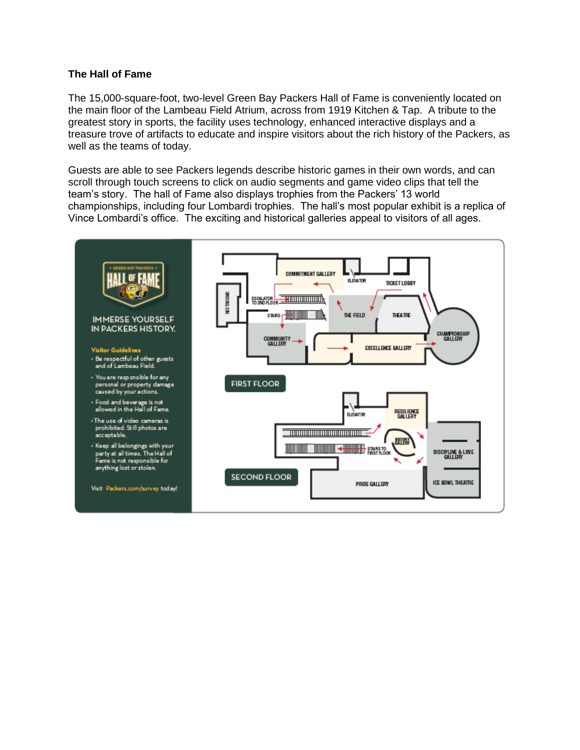**The Hall of Fame**

The 15,000-square-foot, two-level Green Bay Packers Hall of Fame is conveniently located on the main floor of the Lambeau Field Atrium, across from 1919 Kitchen & Tap. A tribute to the greatest story in sports, the facility uses technology, enhanced interactive displays and a treasure trove of artifacts to educate and inspire visitors about the rich history of the Packers, as well as the teams of today.

Guests are able to see Packers legends describe historic games in their own words, and can scroll through touch screens to click on audio segments and game video clips that tell the team's story. The hall of Fame also displays trophies from the Packers' 13 world championships, including four Lombardi trophies. The hall's most popular exhibit is a replica of Vince Lombardi's office. The exciting and historical galleries appeal to visitors of all ages.

GREEN BAY PACKERS HALL OF FAME

IMMERSE YOURSELF IN PACKERS HISTORY.

**Visitor Guidelines**

- Be respectful of other guests and of Lambeau Field.
- You are responsible for any personal or property damage caused by your actions.
- Food and beverage is not allowed in the Hall of Fame.
- The use of video cameras is prohibited. Still photos are acceptable.
- Keep all belongings with your party at all times. The Hall of Fame is not responsible for anything lost or stolen.

Visit Packers.com/survey today!

**FIRST FLOOR**

COMMITMENT GALLERY, ELEVATOR, TICKET LOBBY, RESTROOMS, ESCALATOR TO 2ND FLOOR, STAIRS, THE FIELD, THEATRE, CHAMPIONSHIP GALLERY, COMMUNITY GALLERY, EXCELLENCE GALLERY

**SECOND FLOOR**

ELEVATOR, RESILIENCE GALLERY, HISTORY GALLERY, STAIRS TO FIRST FLOOR, DISCIPLINE & LOVE GALLERY, PRIDE GALLERY, ICE BOWL THEATRE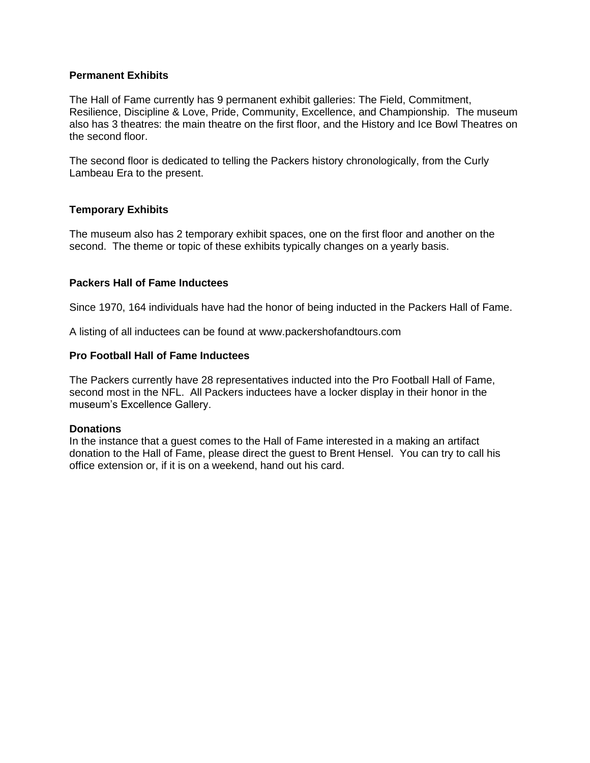**Permanent Exhibits**

The Hall of Fame currently has 9 permanent exhibit galleries: The Field, Commitment, Resilience, Discipline & Love, Pride, Community, Excellence, and Championship. The museum also has 3 theatres: the main theatre on the first floor, and the History and Ice Bowl Theatres on the second floor.

The second floor is dedicated to telling the Packers history chronologically, from the Curly Lambeau Era to the present.

**Temporary Exhibits**

The museum also has 2 temporary exhibit spaces, one on the first floor and another on the second. The theme or topic of these exhibits typically changes on a yearly basis.

**Packers Hall of Fame Inductees**

Since 1970, 164 individuals have had the honor of being inducted in the Packers Hall of Fame.

A listing of all inductees can be found at www.packershofandtours.com

**Pro Football Hall of Fame Inductees**

The Packers currently have 28 representatives inducted into the Pro Football Hall of Fame, second most in the NFL. All Packers inductees have a locker display in their honor in the museum's Excellence Gallery.

**Donations**

In the instance that a guest comes to the Hall of Fame interested in a making an artifact donation to the Hall of Fame, please direct the guest to Brent Hensel. You can try to call his office extension or, if it is on a weekend, hand out his card.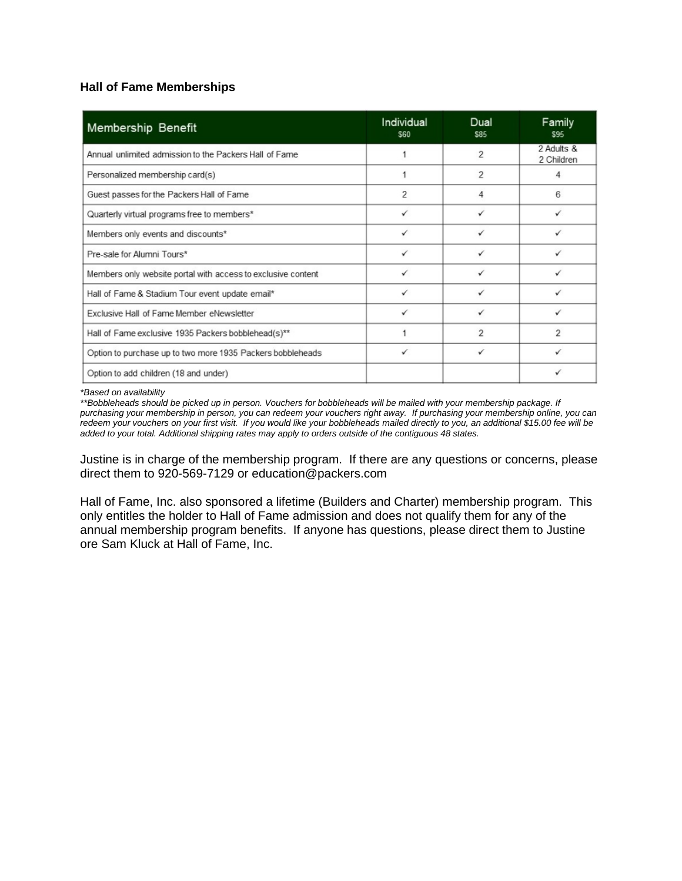**Hall of Fame Memberships**

| Membership Benefit | Individual $60 | Dual $85 | Family $95 |
|---|---|---|---|
| Annual unlimited admission to the Packers Hall of Fame | 1 | 2 | 2 Adults & 2 Children |
| Personalized membership card(s) | 1 | 2 | 4 |
| Guest passes for the Packers Hall of Fame | 2 | 4 | 6 |
| Quarterly virtual programs free to members* | ✓ | ✓ | ✓ |
| Members only events and discounts* | ✓ | ✓ | ✓ |
| Pre-sale for Alumni Tours* | ✓ | ✓ | ✓ |
| Members only website portal with access to exclusive content | ✓ | ✓ | ✓ |
| Hall of Fame & Stadium Tour event update email* | ✓ | ✓ | ✓ |
| Exclusive Hall of Fame Member eNewsletter | ✓ | ✓ | ✓ |
| Hall of Fame exclusive 1935 Packers bobblehead(s)** | 1 | 2 | 2 |
| Option to purchase up to two more 1935 Packers bobbleheads | ✓ | ✓ | ✓ |
| Option to add children (18 and under) | | | ✓ |

*\*Based on availability*
*\*\*Bobbleheads should be picked up in person. Vouchers for bobbleheads will be mailed with your membership package. If purchasing your membership in person, you can redeem your vouchers right away. If purchasing your membership online, you can redeem your vouchers on your first visit. If you would like your bobbleheads mailed directly to you, an additional $15.00 fee will be added to your total. Additional shipping rates may apply to orders outside of the contiguous 48 states.*

Justine is in charge of the membership program. If there are any questions or concerns, please direct them to 920-569-7129 or education@packers.com

Hall of Fame, Inc. also sponsored a lifetime (Builders and Charter) membership program. This only entitles the holder to Hall of Fame admission and does not qualify them for any of the annual membership program benefits. If anyone has questions, please direct them to Justine ore Sam Kluck at Hall of Fame, Inc.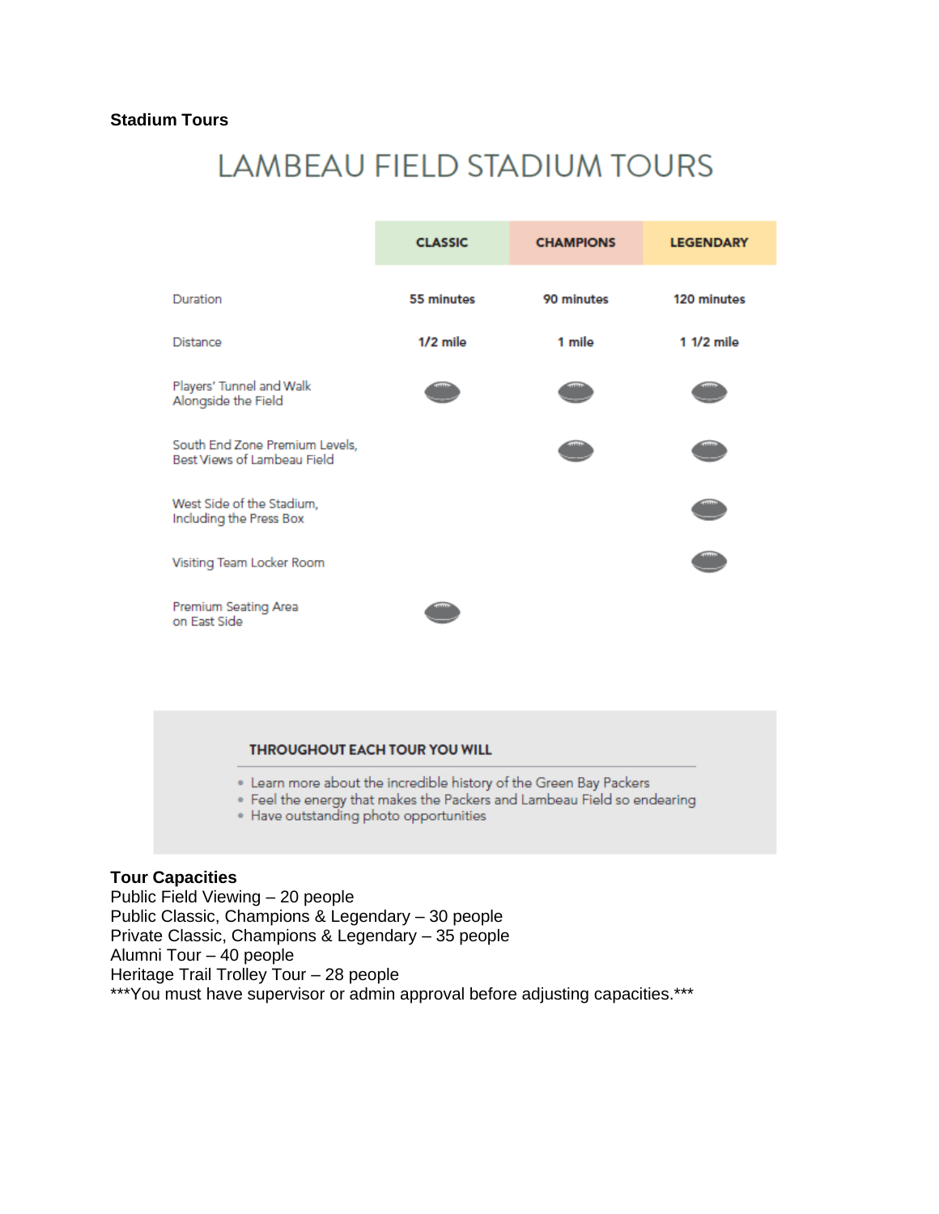**Stadium Tours**

# LAMBEAU FIELD STADIUM TOURS

| | CLASSIC | CHAMPIONS | LEGENDARY |
|---|---|---|---|
| Duration | 55 minutes | 90 minutes | 120 minutes |
| Distance | 1/2 mile | 1 mile | 1 1/2 mile |
| Players' Tunnel and Walk Alongside the Field | ● | ● | ● |
| South End Zone Premium Levels, Best Views of Lambeau Field | | ● | ● |
| West Side of the Stadium, Including the Press Box | | | ● |
| Visiting Team Locker Room | | | ● |
| Premium Seating Area on East Side | ● | | |

**THROUGHOUT EACH TOUR YOU WILL**

- Learn more about the incredible history of the Green Bay Packers
- Feel the energy that makes the Packers and Lambeau Field so endearing
- Have outstanding photo opportunities

**Tour Capacities**
Public Field Viewing – 20 people
Public Classic, Champions & Legendary – 30 people
Private Classic, Champions & Legendary – 35 people
Alumni Tour – 40 people
Heritage Trail Trolley Tour – 28 people
***You must have supervisor or admin approval before adjusting capacities.***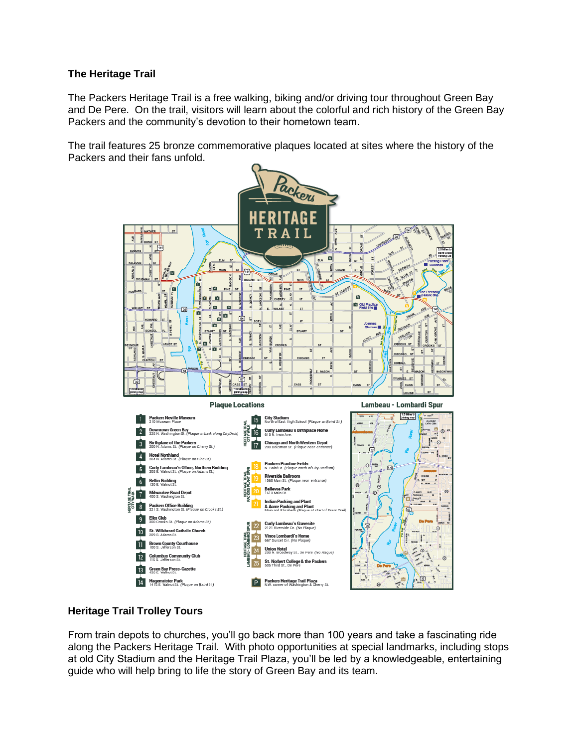**The Heritage Trail**

The Packers Heritage Trail is a free walking, biking and/or driving tour throughout Green Bay and De Pere. On the trail, visitors will learn about the colorful and rich history of the Green Bay Packers and the community's devotion to their hometown team.

The trail features 25 bronze commemorative plaques located at sites where the history of the Packers and their fans unfold.

Packers HERITAGE TRAIL

**Plaque Locations**

HERITAGE TRAIL CITY WALK

1. **Packers Neville Museum** – 210 Museum Place
2. **Downtown Green Bay** – 325 N. Washington St. (Plaque in back along CityDeck)
3. **Birthplace of the Packers** – 200 N. Adams St. (Plaque on Cherry St.)
4. **Hotel Northland** – 304 N. Adams St. (Plaque on Pine St.)
5. **Curly Lambeau's Office, Northern Building** – 305 E. Walnut St. (Plaque on Adams St.)
6. **Bellin Building** – 130 E. Walnut St.
7. **Milwaukee Road Depot** – 400 S. Washington St.
8. **Packers Office Building** – 321 S. Washington St. (Plaque on Crooks St.)
9. **Elks Club** – 300 Crooks St. (Plaque on Adams St.)
10. **St. Willebrord Catholic Church** – 209 S. Adams St.
11. **Brown County Courthouse** – 100 S. Jefferson St.
12. **Columbus Community Club** – 115 S. Jefferson St.
13. **Green Bay Press-Gazette** – 435 E. Walnut St.
14. **Hagemeister Park** – 1415 E. Walnut St. (Plaque on Baird St.)
15. **City Stadium** – North of East High School (Plaque on Baird St.)
16. **Curly Lambeau's Birthplace Home** – 615 N. Irwin Ave.
17. **Chicago and North Western Depot** – 200 Dousman St. (Plaque near entrance)

HERITAGE TRAIL PACKING PLANT SPUR

18. **Packers Practice Fields** – N. Baird St. (Plaque north of City Stadium)
19. **Riverside Ballroom** – 1560 Main St. (Plaque near entrance)
20. **Bellevue Park** – 1613 Main St.
21. **Indian Packing and Plant & Acme Packing and Plant** – Main and Elizabeth (Plaque at start of Kress Trail)

HERITAGE TRAIL LAMBEAU-LOMBARDI SPUR

22. **Curly Lambeau's Gravesite** – 2121 Riverside Dr. (No Plaque)
23. **Vince Lombardi's Home** – 667 Sunset Cir. (No Plaque)
24. **Union Hotel** – 200 N. Broadway St., De Pere (No Plaque)
25. **St. Norbert College & the Packers** – 500 Third St., De Pere

P. **Packers Heritage Trail Plaza** – N.W. corner of Washington & Cherry St.

**Lambeau - Lombardi Spur**

**Heritage Trail Trolley Tours**

From train depots to churches, you'll go back more than 100 years and take a fascinating ride along the Packers Heritage Trail. With photo opportunities at special landmarks, including stops at old City Stadium and the Heritage Trail Plaza, you'll be led by a knowledgeable, entertaining guide who will help bring to life the story of Green Bay and its team.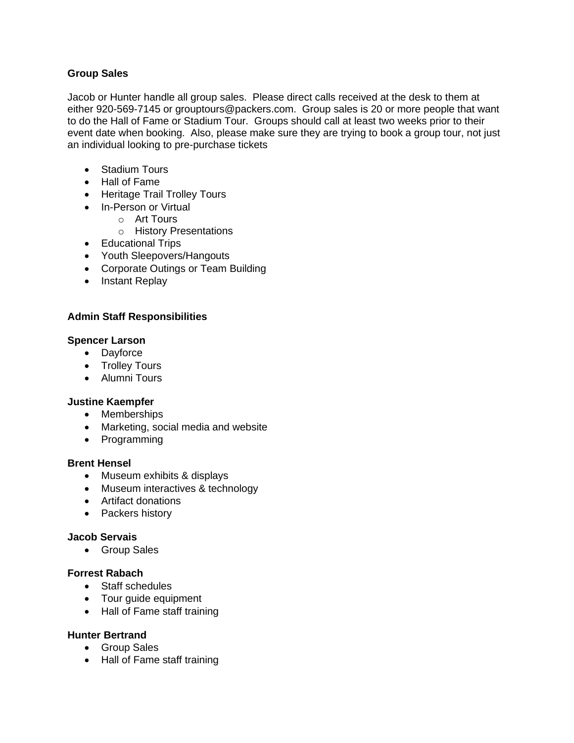**Group Sales**

Jacob or Hunter handle all group sales. Please direct calls received at the desk to them at either 920-569-7145 or grouptours@packers.com. Group sales is 20 or more people that want to do the Hall of Fame or Stadium Tour. Groups should call at least two weeks prior to their event date when booking. Also, please make sure they are trying to book a group tour, not just an individual looking to pre-purchase tickets

- Stadium Tours
- Hall of Fame
- Heritage Trail Trolley Tours
- In-Person or Virtual
  - Art Tours
  - History Presentations
- Educational Trips
- Youth Sleepovers/Hangouts
- Corporate Outings or Team Building
- Instant Replay

**Admin Staff Responsibilities**

**Spencer Larson**
- Dayforce
- Trolley Tours
- Alumni Tours

**Justine Kaempfer**
- Memberships
- Marketing, social media and website
- Programming

**Brent Hensel**
- Museum exhibits & displays
- Museum interactives & technology
- Artifact donations
- Packers history

**Jacob Servais**
- Group Sales

**Forrest Rabach**
- Staff schedules
- Tour guide equipment
- Hall of Fame staff training

**Hunter Bertrand**
- Group Sales
- Hall of Fame staff training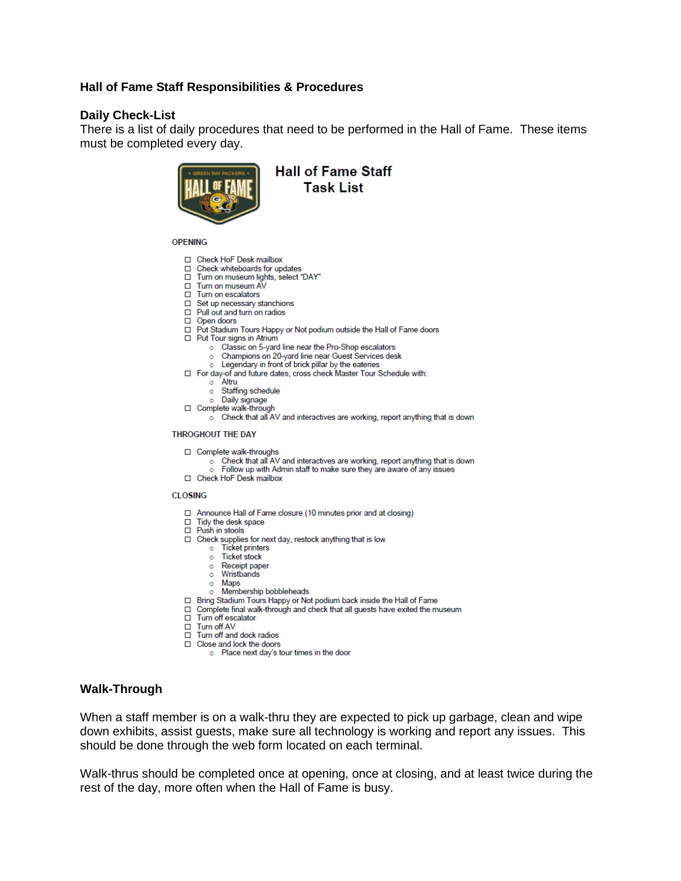## Hall of Fame Staff Responsibilities & Procedures

### Daily Check-List

There is a list of daily procedures that need to be performed in the Hall of Fame. These items must be completed every day.

### Hall of Fame Staff Task List

**OPENING**

- ☐ Check HoF Desk mailbox
- ☐ Check whiteboards for updates
- ☐ Turn on museum lights, select "DAY"
- ☐ Turn on museum AV
- ☐ Turn on escalators
- ☐ Set up necessary stanchions
- ☐ Pull out and turn on radios
- ☐ Open doors
- ☐ Put Stadium Tours Happy or Not podium outside the Hall of Fame doors
- ☐ Put Tour signs in Atrium
  - Classic on 5-yard line near the Pro-Shop escalators
  - Champions on 20-yard line near Guest Services desk
  - Legendary in front of brick pillar by the eateries
- ☐ For day-of and future dates, cross check Master Tour Schedule with:
  - Altru
  - Staffing schedule
  - Daily signage
- ☐ Complete walk-through
  - Check that all AV and interactives are working, report anything that is down

**THROGHOUT THE DAY**

- ☐ Complete walk-throughs
  - Check that all AV and interactives are working, report anything that is down
  - Follow up with Admin staff to make sure they are aware of any issues
- ☐ Check HoF Desk mailbox

**CLOSING**

- ☐ Announce Hall of Fame closure (10 minutes prior and at closing)
- ☐ Tidy the desk space
- ☐ Push in stools
- ☐ Check supplies for next day, restock anything that is low
  - Ticket printers
  - Ticket stock
  - Receipt paper
  - Wristbands
  - Maps
  - Membership bobbleheads
- ☐ Bring Stadium Tours Happy or Not podium back inside the Hall of Fame
- ☐ Complete final walk-through and check that all guests have exited the museum
- ☐ Turn off escalator
- ☐ Turn off AV
- ☐ Turn off and dock radios
- ☐ Close and lock the doors
  - Place next day's tour times in the door

### Walk-Through

When a staff member is on a walk-thru they are expected to pick up garbage, clean and wipe down exhibits, assist guests, make sure all technology is working and report any issues. This should be done through the web form located on each terminal.

Walk-thrus should be completed once at opening, once at closing, and at least twice during the rest of the day, more often when the Hall of Fame is busy.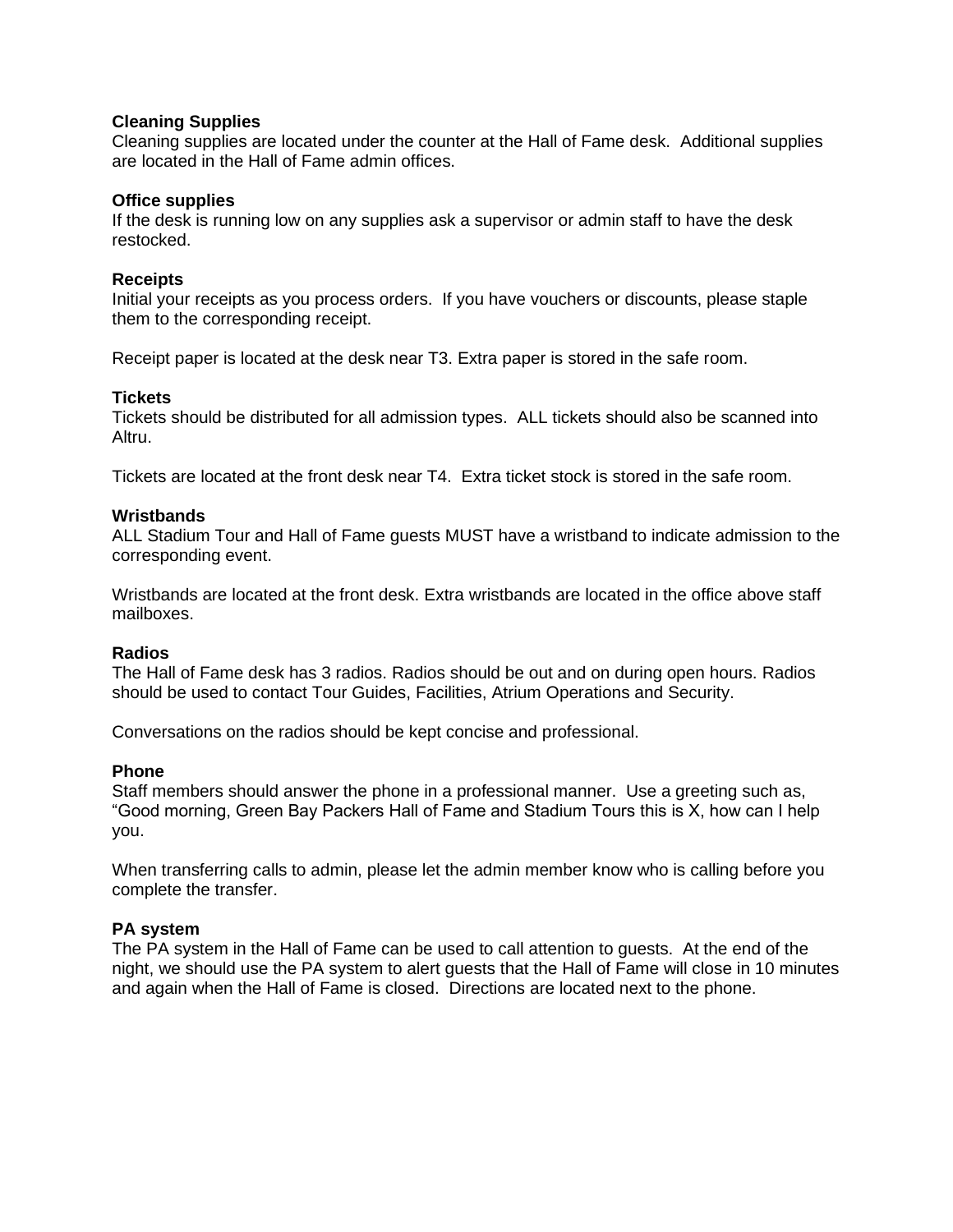**Cleaning Supplies**
Cleaning supplies are located under the counter at the Hall of Fame desk. Additional supplies are located in the Hall of Fame admin offices.

**Office supplies**
If the desk is running low on any supplies ask a supervisor or admin staff to have the desk restocked.

**Receipts**
Initial your receipts as you process orders. If you have vouchers or discounts, please staple them to the corresponding receipt.

Receipt paper is located at the desk near T3. Extra paper is stored in the safe room.

**Tickets**
Tickets should be distributed for all admission types. ALL tickets should also be scanned into Altru.

Tickets are located at the front desk near T4. Extra ticket stock is stored in the safe room.

**Wristbands**
ALL Stadium Tour and Hall of Fame guests MUST have a wristband to indicate admission to the corresponding event.

Wristbands are located at the front desk. Extra wristbands are located in the office above staff mailboxes.

**Radios**
The Hall of Fame desk has 3 radios. Radios should be out and on during open hours. Radios should be used to contact Tour Guides, Facilities, Atrium Operations and Security.

Conversations on the radios should be kept concise and professional.

**Phone**
Staff members should answer the phone in a professional manner. Use a greeting such as, "Good morning, Green Bay Packers Hall of Fame and Stadium Tours this is X, how can I help you.

When transferring calls to admin, please let the admin member know who is calling before you complete the transfer.

**PA system**
The PA system in the Hall of Fame can be used to call attention to guests. At the end of the night, we should use the PA system to alert guests that the Hall of Fame will close in 10 minutes and again when the Hall of Fame is closed. Directions are located next to the phone.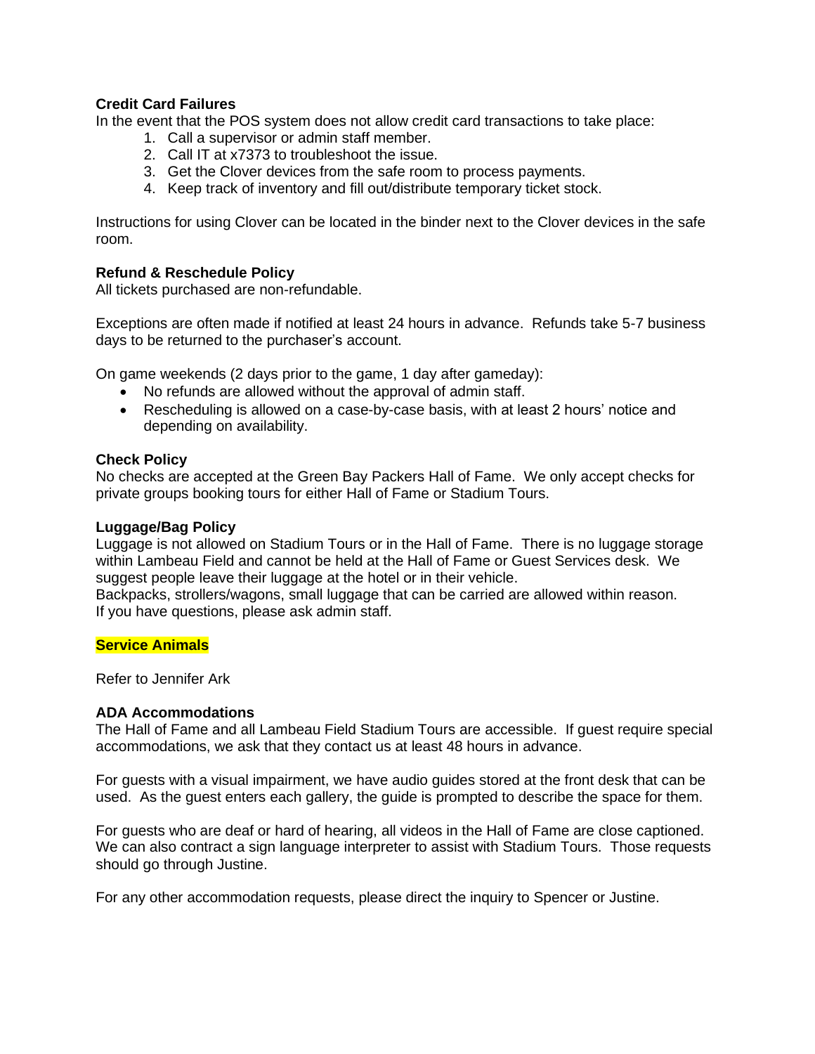**Credit Card Failures**

In the event that the POS system does not allow credit card transactions to take place:

1. Call a supervisor or admin staff member.
2. Call IT at x7373 to troubleshoot the issue.
3. Get the Clover devices from the safe room to process payments.
4. Keep track of inventory and fill out/distribute temporary ticket stock.

Instructions for using Clover can be located in the binder next to the Clover devices in the safe room.

**Refund & Reschedule Policy**

All tickets purchased are non-refundable.

Exceptions are often made if notified at least 24 hours in advance. Refunds take 5-7 business days to be returned to the purchaser's account.

On game weekends (2 days prior to the game, 1 day after gameday):

- No refunds are allowed without the approval of admin staff.
- Rescheduling is allowed on a case-by-case basis, with at least 2 hours' notice and depending on availability.

**Check Policy**

No checks are accepted at the Green Bay Packers Hall of Fame. We only accept checks for private groups booking tours for either Hall of Fame or Stadium Tours.

**Luggage/Bag Policy**

Luggage is not allowed on Stadium Tours or in the Hall of Fame. There is no luggage storage within Lambeau Field and cannot be held at the Hall of Fame or Guest Services desk. We suggest people leave their luggage at the hotel or in their vehicle.
Backpacks, strollers/wagons, small luggage that can be carried are allowed within reason.
If you have questions, please ask admin staff.

**Service Animals**

Refer to Jennifer Ark

**ADA Accommodations**

The Hall of Fame and all Lambeau Field Stadium Tours are accessible. If guest require special accommodations, we ask that they contact us at least 48 hours in advance.

For guests with a visual impairment, we have audio guides stored at the front desk that can be used. As the guest enters each gallery, the guide is prompted to describe the space for them.

For guests who are deaf or hard of hearing, all videos in the Hall of Fame are close captioned. We can also contract a sign language interpreter to assist with Stadium Tours. Those requests should go through Justine.

For any other accommodation requests, please direct the inquiry to Spencer or Justine.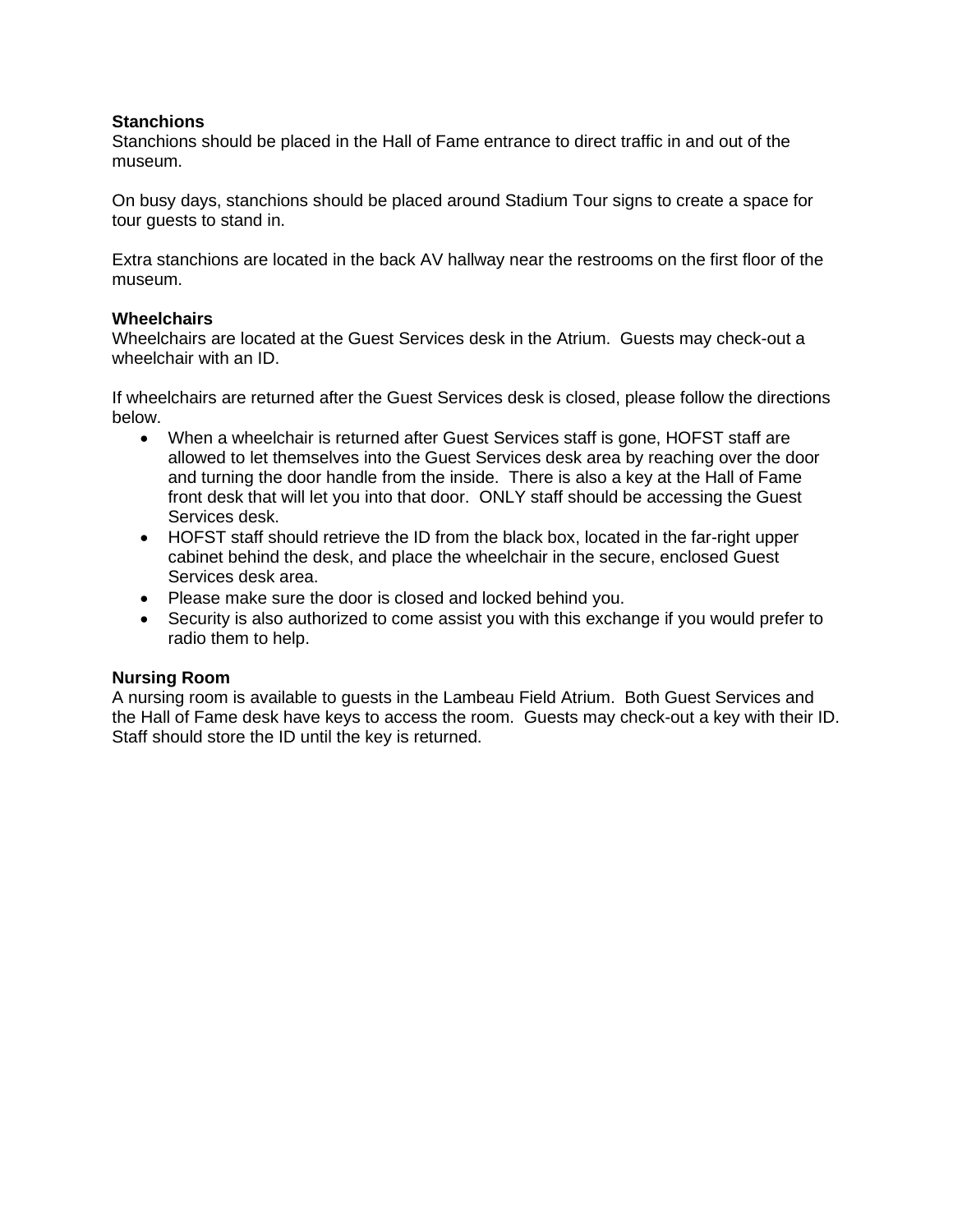**Stanchions**
Stanchions should be placed in the Hall of Fame entrance to direct traffic in and out of the museum.

On busy days, stanchions should be placed around Stadium Tour signs to create a space for tour guests to stand in.

Extra stanchions are located in the back AV hallway near the restrooms on the first floor of the museum.

**Wheelchairs**
Wheelchairs are located at the Guest Services desk in the Atrium. Guests may check-out a wheelchair with an ID.

If wheelchairs are returned after the Guest Services desk is closed, please follow the directions below.

- When a wheelchair is returned after Guest Services staff is gone, HOFST staff are allowed to let themselves into the Guest Services desk area by reaching over the door and turning the door handle from the inside. There is also a key at the Hall of Fame front desk that will let you into that door. ONLY staff should be accessing the Guest Services desk.
- HOFST staff should retrieve the ID from the black box, located in the far-right upper cabinet behind the desk, and place the wheelchair in the secure, enclosed Guest Services desk area.
- Please make sure the door is closed and locked behind you.
- Security is also authorized to come assist you with this exchange if you would prefer to radio them to help.

**Nursing Room**
A nursing room is available to guests in the Lambeau Field Atrium. Both Guest Services and the Hall of Fame desk have keys to access the room. Guests may check-out a key with their ID. Staff should store the ID until the key is returned.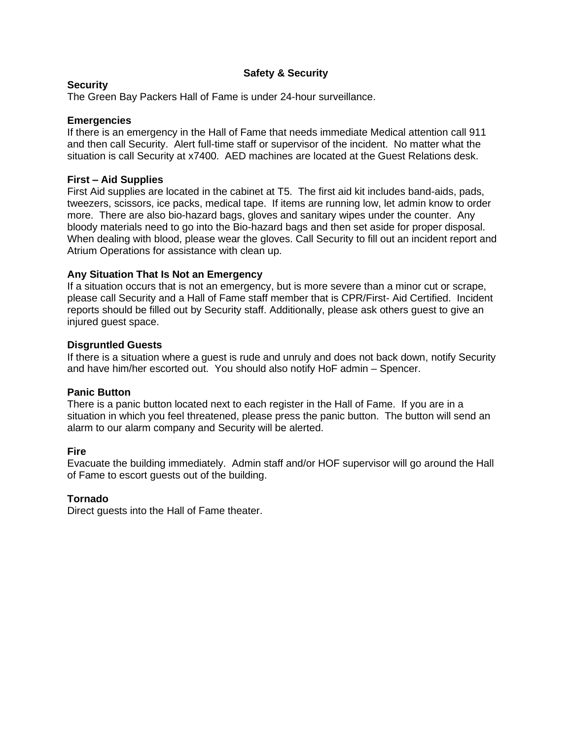# Safety & Security

### Security

The Green Bay Packers Hall of Fame is under 24-hour surveillance.

### Emergencies

If there is an emergency in the Hall of Fame that needs immediate Medical attention call 911 and then call Security. Alert full-time staff or supervisor of the incident. No matter what the situation is call Security at x7400. AED machines are located at the Guest Relations desk.

### First – Aid Supplies

First Aid supplies are located in the cabinet at T5. The first aid kit includes band-aids, pads, tweezers, scissors, ice packs, medical tape. If items are running low, let admin know to order more. There are also bio-hazard bags, gloves and sanitary wipes under the counter. Any bloody materials need to go into the Bio-hazard bags and then set aside for proper disposal. When dealing with blood, please wear the gloves. Call Security to fill out an incident report and Atrium Operations for assistance with clean up.

### Any Situation That Is Not an Emergency

If a situation occurs that is not an emergency, but is more severe than a minor cut or scrape, please call Security and a Hall of Fame staff member that is CPR/First- Aid Certified. Incident reports should be filled out by Security staff. Additionally, please ask others guest to give an injured guest space.

### Disgruntled Guests

If there is a situation where a guest is rude and unruly and does not back down, notify Security and have him/her escorted out. You should also notify HoF admin – Spencer.

### Panic Button

There is a panic button located next to each register in the Hall of Fame. If you are in a situation in which you feel threatened, please press the panic button. The button will send an alarm to our alarm company and Security will be alerted.

### Fire

Evacuate the building immediately. Admin staff and/or HOF supervisor will go around the Hall of Fame to escort guests out of the building.

### Tornado

Direct guests into the Hall of Fame theater.